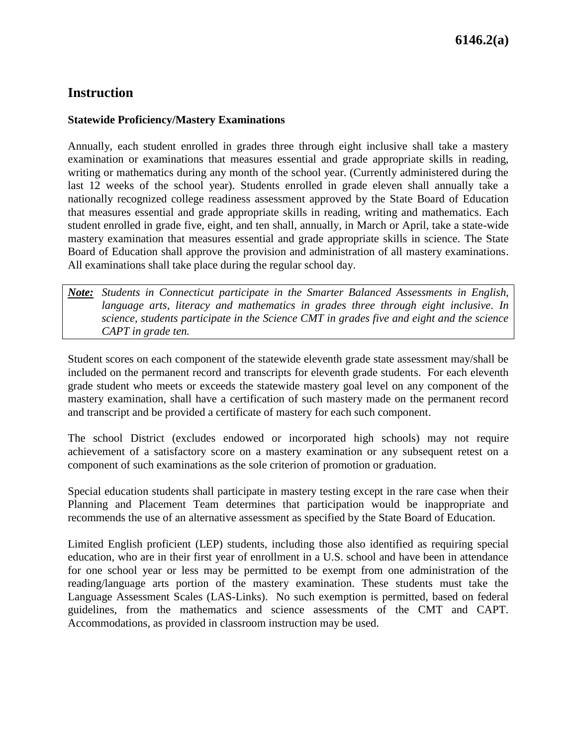# Instruction

### Statewide Proficiency/Mastery Examinations

Annually, each student enrolled in grades three through eight inclusive shall take a mastery examination or examinations that measures essential and grade appropriate skills in reading, writing or mathematics during any month of the school year. (Currently administered during the last 12 weeks of the school year). Students enrolled in grade eleven shall annually take a nationally recognized college readiness assessment approved by the State Board of Education that measures essential and grade appropriate skills in reading, writing and mathematics. Each student enrolled in grade five, eight, and ten shall, annually, in March or April, take a state-wide mastery examination that measures essential and grade appropriate skills in science. The State Board of Education shall approve the provision and administration of all mastery examinations. All examinations shall take place during the regular school day.

> ***Note:*** *Students in Connecticut participate in the Smarter Balanced Assessments in English, language arts, literacy and mathematics in grades three through eight inclusive. In science, students participate in the Science CMT in grades five and eight and the science CAPT in grade ten.*

Student scores on each component of the statewide eleventh grade state assessment may/shall be included on the permanent record and transcripts for eleventh grade students. For each eleventh grade student who meets or exceeds the statewide mastery goal level on any component of the mastery examination, shall have a certification of such mastery made on the permanent record and transcript and be provided a certificate of mastery for each such component.

The school District (excludes endowed or incorporated high schools) may not require achievement of a satisfactory score on a mastery examination or any subsequent retest on a component of such examinations as the sole criterion of promotion or graduation.

Special education students shall participate in mastery testing except in the rare case when their Planning and Placement Team determines that participation would be inappropriate and recommends the use of an alternative assessment as specified by the State Board of Education.

Limited English proficient (LEP) students, including those also identified as requiring special education, who are in their first year of enrollment in a U.S. school and have been in attendance for one school year or less may be permitted to be exempt from one administration of the reading/language arts portion of the mastery examination. These students must take the Language Assessment Scales (LAS-Links). No such exemption is permitted, based on federal guidelines, from the mathematics and science assessments of the CMT and CAPT. Accommodations, as provided in classroom instruction may be used.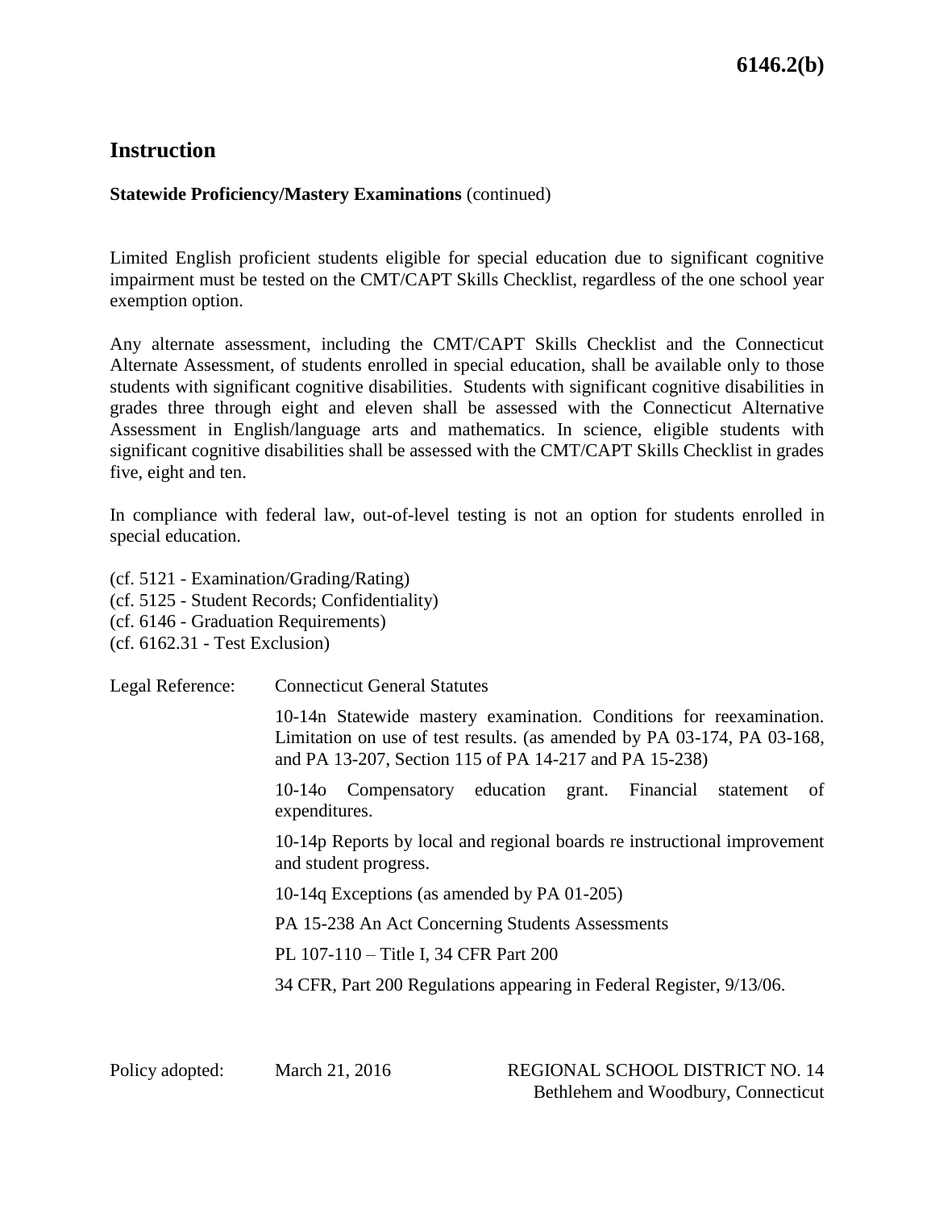## Instruction

**Statewide Proficiency/Mastery Examinations** (continued)

Limited English proficient students eligible for special education due to significant cognitive impairment must be tested on the CMT/CAPT Skills Checklist, regardless of the one school year exemption option.

Any alternate assessment, including the CMT/CAPT Skills Checklist and the Connecticut Alternate Assessment, of students enrolled in special education, shall be available only to those students with significant cognitive disabilities. Students with significant cognitive disabilities in grades three through eight and eleven shall be assessed with the Connecticut Alternative Assessment in English/language arts and mathematics. In science, eligible students with significant cognitive disabilities shall be assessed with the CMT/CAPT Skills Checklist in grades five, eight and ten.

In compliance with federal law, out-of-level testing is not an option for students enrolled in special education.

(cf. 5121 - Examination/Grading/Rating)
(cf. 5125 - Student Records; Confidentiality)
(cf. 6146 - Graduation Requirements)
(cf. 6162.31 - Test Exclusion)

Legal Reference: Connecticut General Statutes

10-14n Statewide mastery examination. Conditions for reexamination. Limitation on use of test results. (as amended by PA 03-174, PA 03-168, and PA 13-207, Section 115 of PA 14-217 and PA 15-238)

10-14o Compensatory education grant. Financial statement of expenditures.

10-14p Reports by local and regional boards re instructional improvement and student progress.

10-14q Exceptions (as amended by PA 01-205)

PA 15-238 An Act Concerning Students Assessments

PL 107-110 – Title I, 34 CFR Part 200

34 CFR, Part 200 Regulations appearing in Federal Register, 9/13/06.

Policy adopted: March 21, 2016

REGIONAL SCHOOL DISTRICT NO. 14
Bethlehem and Woodbury, Connecticut